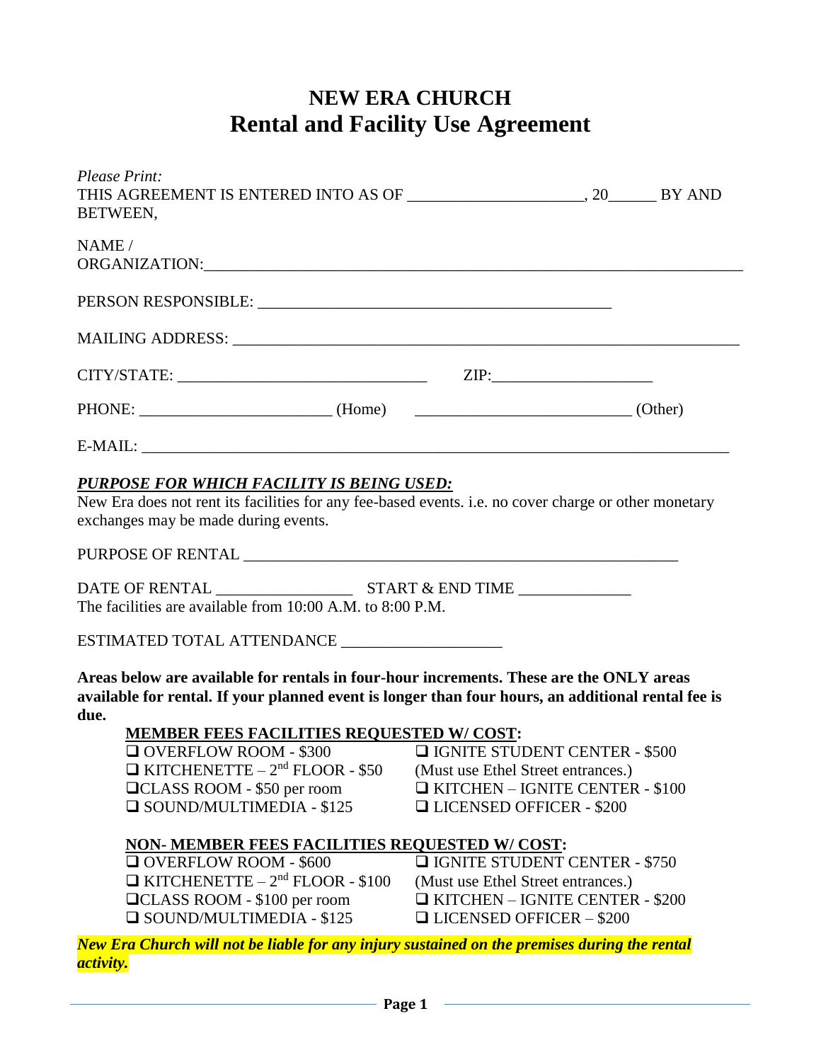# NEW ERA CHURCH
# Rental and Facility Use Agreement

*Please Print:*

THIS AGREEMENT IS ENTERED INTO AS OF _____________________, 20______ BY AND BETWEEN,

NAME / ORGANIZATION:_____________________________________________________________________

PERSON RESPONSIBLE: _____________________________________________

MAILING ADDRESS: _________________________________________________________________

CITY/STATE: ________________________________ ZIP:____________________

PHONE: ________________________ (Home) ___________________________ (Other)

E-MAIL: ___________________________________________________________________________

***PURPOSE FOR WHICH FACILITY IS BEING USED:***

New Era does not rent its facilities for any fee-based events. i.e. no cover charge or other monetary exchanges may be made during events.

PURPOSE OF RENTAL _______________________________________________________

DATE OF RENTAL _________________ START & END TIME ______________

The facilities are available from 10:00 A.M. to 8:00 P.M.

ESTIMATED TOTAL ATTENDANCE ____________________

**Areas below are available for rentals in four-hour increments. These are the ONLY areas available for rental. If your planned event is longer than four hours, an additional rental fee is due.**

**MEMBER FEES FACILITIES REQUESTED W/ COST:**

- ❑ OVERFLOW ROOM - $300
- ❑ KITCHENETTE – 2nd FLOOR - $50
- ❑ CLASS ROOM - $50 per room
- ❑ SOUND/MULTIMEDIA - $125
- ❑ IGNITE STUDENT CENTER - $500 (Must use Ethel Street entrances.)
- ❑ KITCHEN – IGNITE CENTER - $100
- ❑ LICENSED OFFICER - $200

**NON- MEMBER FEES FACILITIES REQUESTED W/ COST:**

- ❑ OVERFLOW ROOM - $600
- ❑ KITCHENETTE – 2nd FLOOR - $100
- ❑ CLASS ROOM - $100 per room
- ❑ SOUND/MULTIMEDIA - $125
- ❑ IGNITE STUDENT CENTER - $750 (Must use Ethel Street entrances.)
- ❑ KITCHEN – IGNITE CENTER - $200
- ❑ LICENSED OFFICER – $200

***New Era Church will not be liable for any injury sustained on the premises during the rental activity.***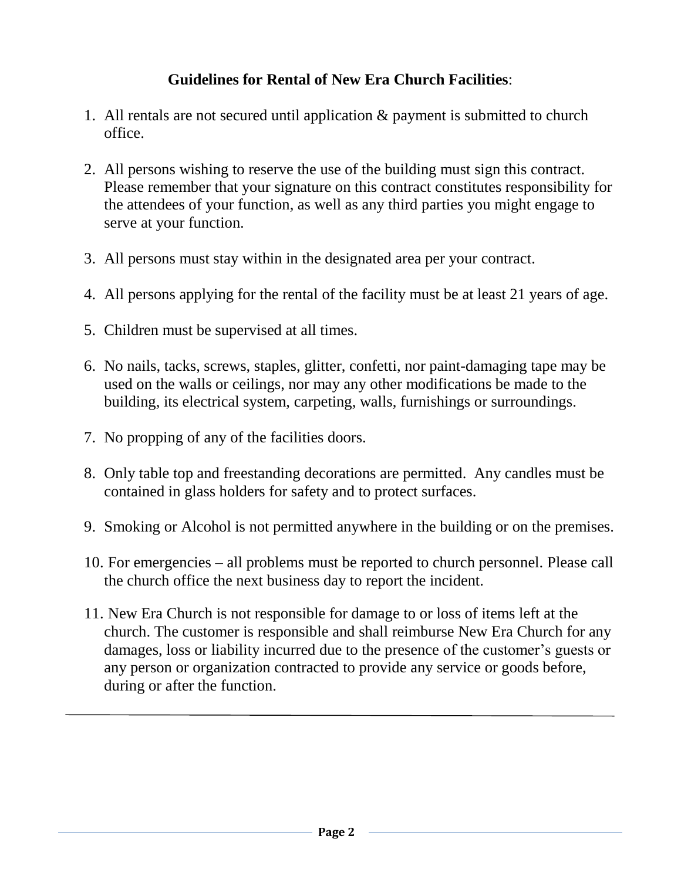## **Guidelines for Rental of New Era Church Facilities**:

1. All rentals are not secured until application & payment is submitted to church office.
2. All persons wishing to reserve the use of the building must sign this contract. Please remember that your signature on this contract constitutes responsibility for the attendees of your function, as well as any third parties you might engage to serve at your function.
3. All persons must stay within in the designated area per your contract.
4. All persons applying for the rental of the facility must be at least 21 years of age.
5. Children must be supervised at all times.
6. No nails, tacks, screws, staples, glitter, confetti, nor paint-damaging tape may be used on the walls or ceilings, nor may any other modifications be made to the building, its electrical system, carpeting, walls, furnishings or surroundings.
7. No propping of any of the facilities doors.
8. Only table top and freestanding decorations are permitted. Any candles must be contained in glass holders for safety and to protect surfaces.
9. Smoking or Alcohol is not permitted anywhere in the building or on the premises.
10. For emergencies – all problems must be reported to church personnel. Please call the church office the next business day to report the incident.
11. New Era Church is not responsible for damage to or loss of items left at the church. The customer is responsible and shall reimburse New Era Church for any damages, loss or liability incurred due to the presence of the customer's guests or any person or organization contracted to provide any service or goods before, during or after the function.

---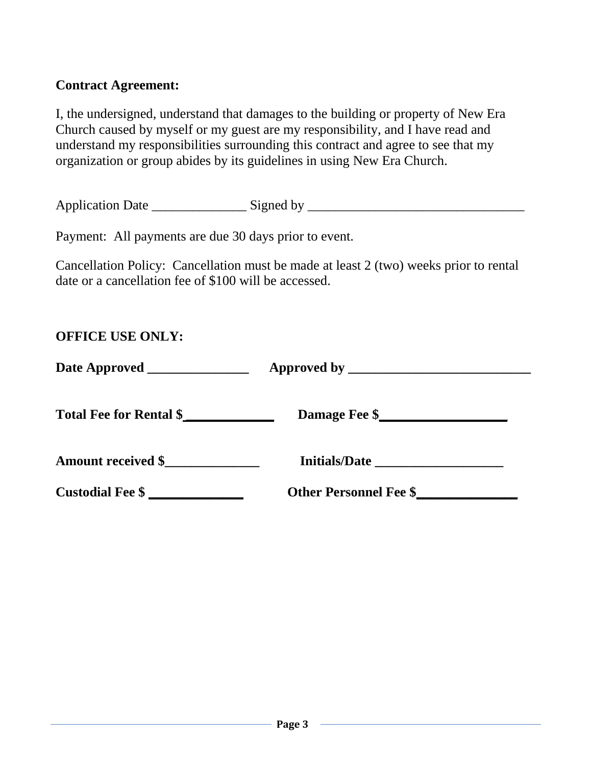**Contract Agreement:**

I, the undersigned, understand that damages to the building or property of New Era Church caused by myself or my guest are my responsibility, and I have read and understand my responsibilities surrounding this contract and agree to see that my organization or group abides by its guidelines in using New Era Church.

Application Date ______________ Signed by ________________________________

Payment: All payments are due 30 days prior to event.

Cancellation Policy: Cancellation must be made at least 2 (two) weeks prior to rental date or a cancellation fee of $100 will be accessed.

**OFFICE USE ONLY:**

**Date Approved _______________ Approved by ___________________________**

**Total Fee for Rental $_____________ Damage Fee $___________________**

**Amount received $______________ Initials/Date ___________________**

**Custodial Fee $ ______________ Other Personnel Fee $_______________**